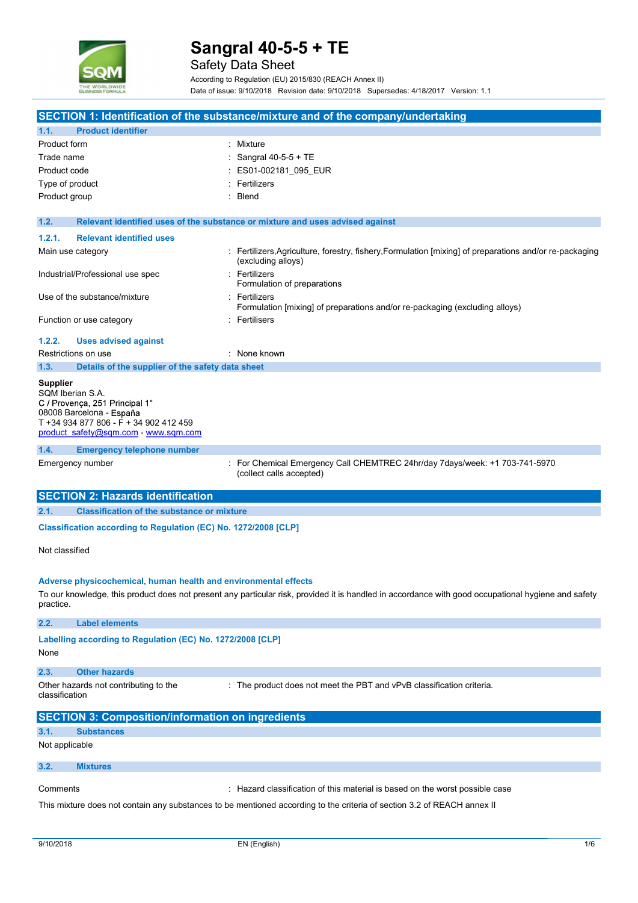# Sangral 40-5-5 + TE

Safety Data Sheet

According to Regulation (EU) 2015/830 (REACH Annex II)

Date of issue: 9/10/2018 Revision date: 9/10/2018 Supersedes: 4/18/2017 Version: 1.1

## SECTION 1: Identification of the substance/mixture and of the company/undertaking

### 1.1. Product identifier

| | |
|---|---|
| Product form | : Mixture |
| Trade name | : Sangral 40-5-5 + TE |
| Product code | : ES01-002181_095_EUR |
| Type of product | : Fertilizers |
| Product group | : Blend |

### 1.2. Relevant identified uses of the substance or mixture and uses advised against

#### 1.2.1. Relevant identified uses

| | |
|---|---|
| Main use category | : Fertilizers,Agriculture, forestry, fishery,Formulation [mixing] of preparations and/or re-packaging (excluding alloys) |
| Industrial/Professional use spec | : Fertilizers<br>Formulation of preparations |
| Use of the substance/mixture | : Fertilizers<br>Formulation [mixing] of preparations and/or re-packaging (excluding alloys) |
| Function or use category | : Fertilisers |

#### 1.2.2. Uses advised against

| | |
|---|---|
| Restrictions on use | : None known |

### 1.3. Details of the supplier of the safety data sheet

**Supplier**
SQM Iberian S.A.
C / Provença, 251 Principal 1°
08008 Barcelona - España
T +34 934 877 806 - F + 34 902 412 459
product_safety@sqm.com - www.sqm.com

### 1.4. Emergency telephone number

| | |
|---|---|
| Emergency number | : For Chemical Emergency Call CHEMTREC 24hr/day 7days/week: +1 703-741-5970 (collect calls accepted) |

## SECTION 2: Hazards identification

### 2.1. Classification of the substance or mixture

**Classification according to Regulation (EC) No. 1272/2008 [CLP]**

Not classified

**Adverse physicochemical, human health and environmental effects**

To our knowledge, this product does not present any particular risk, provided it is handled in accordance with good occupational hygiene and safety practice.

### 2.2. Label elements

**Labelling according to Regulation (EC) No. 1272/2008 [CLP]**

None

### 2.3. Other hazards

| | |
|---|---|
| Other hazards not contributing to the classification | : The product does not meet the PBT and vPvB classification criteria. |

## SECTION 3: Composition/information on ingredients

### 3.1. Substances

Not applicable

### 3.2. Mixtures

| | |
|---|---|
| Comments | : Hazard classification of this material is based on the worst possible case |

This mixture does not contain any substances to be mentioned according to the criteria of section 3.2 of REACH annex II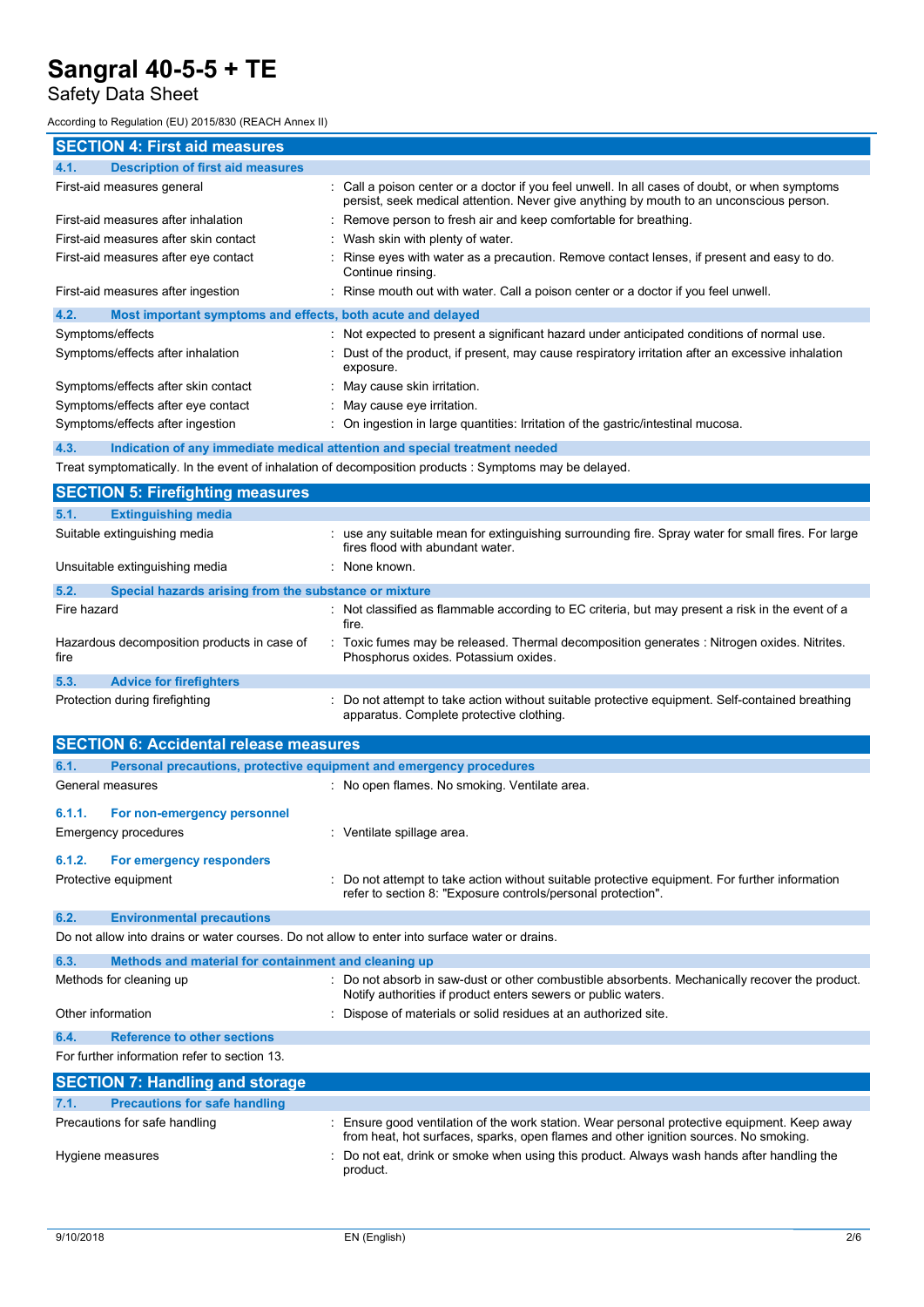## SECTION 4: First aid measures

### 4.1. Description of first aid measures

| | |
|---|---|
| First-aid measures general | : Call a poison center or a doctor if you feel unwell. In all cases of doubt, or when symptoms persist, seek medical attention. Never give anything by mouth to an unconscious person. |
| First-aid measures after inhalation | : Remove person to fresh air and keep comfortable for breathing. |
| First-aid measures after skin contact | : Wash skin with plenty of water. |
| First-aid measures after eye contact | : Rinse eyes with water as a precaution. Remove contact lenses, if present and easy to do. Continue rinsing. |
| First-aid measures after ingestion | : Rinse mouth out with water. Call a poison center or a doctor if you feel unwell. |

### 4.2. Most important symptoms and effects, both acute and delayed

| | |
|---|---|
| Symptoms/effects | : Not expected to present a significant hazard under anticipated conditions of normal use. |
| Symptoms/effects after inhalation | : Dust of the product, if present, may cause respiratory irritation after an excessive inhalation exposure. |
| Symptoms/effects after skin contact | : May cause skin irritation. |
| Symptoms/effects after eye contact | : May cause eye irritation. |
| Symptoms/effects after ingestion | : On ingestion in large quantities: Irritation of the gastric/intestinal mucosa. |

### 4.3. Indication of any immediate medical attention and special treatment needed

Treat symptomatically. In the event of inhalation of decomposition products : Symptoms may be delayed.

## SECTION 5: Firefighting measures

### 5.1. Extinguishing media

| | |
|---|---|
| Suitable extinguishing media | : use any suitable mean for extinguishing surrounding fire. Spray water for small fires. For large fires flood with abundant water. |
| Unsuitable extinguishing media | : None known. |

### 5.2. Special hazards arising from the substance or mixture

| | |
|---|---|
| Fire hazard | : Not classified as flammable according to EC criteria, but may present a risk in the event of a fire. |
| Hazardous decomposition products in case of fire | : Toxic fumes may be released. Thermal decomposition generates : Nitrogen oxides. Nitrites. Phosphorus oxides. Potassium oxides. |

### 5.3. Advice for firefighters

| | |
|---|---|
| Protection during firefighting | : Do not attempt to take action without suitable protective equipment. Self-contained breathing apparatus. Complete protective clothing. |

## SECTION 6: Accidental release measures

### 6.1. Personal precautions, protective equipment and emergency procedures

| | |
|---|---|
| General measures | : No open flames. No smoking. Ventilate area. |

#### 6.1.1. For non-emergency personnel

| | |
|---|---|
| Emergency procedures | : Ventilate spillage area. |

#### 6.1.2. For emergency responders

| | |
|---|---|
| Protective equipment | : Do not attempt to take action without suitable protective equipment. For further information refer to section 8: "Exposure controls/personal protection". |

### 6.2. Environmental precautions

Do not allow into drains or water courses. Do not allow to enter into surface water or drains.

### 6.3. Methods and material for containment and cleaning up

| | |
|---|---|
| Methods for cleaning up | : Do not absorb in saw-dust or other combustible absorbents. Mechanically recover the product. Notify authorities if product enters sewers or public waters. |
| Other information | : Dispose of materials or solid residues at an authorized site. |

### 6.4. Reference to other sections

For further information refer to section 13.

## SECTION 7: Handling and storage

### 7.1. Precautions for safe handling

| | |
|---|---|
| Precautions for safe handling | : Ensure good ventilation of the work station. Wear personal protective equipment. Keep away from heat, hot surfaces, sparks, open flames and other ignition sources. No smoking. |
| Hygiene measures | : Do not eat, drink or smoke when using this product. Always wash hands after handling the product. |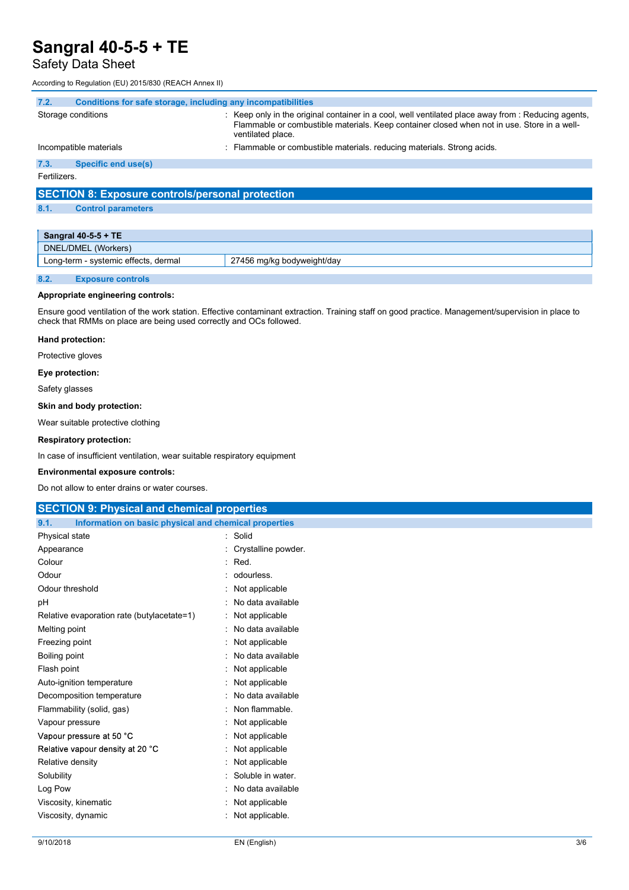### 7.2. Conditions for safe storage, including any incompatibilities

| | |
|---|---|
| Storage conditions | : Keep only in the original container in a cool, well ventilated place away from : Reducing agents, Flammable or combustible materials. Keep container closed when not in use. Store in a well-ventilated place. |
| Incompatible materials | : Flammable or combustible materials. reducing materials. Strong acids. |

### 7.3. Specific end use(s)

Fertilizers.

## SECTION 8: Exposure controls/personal protection

### 8.1. Control parameters

| Sangral 40-5-5 + TE | |
|---|---|
| DNEL/DMEL (Workers) | |
| Long-term - systemic effects, dermal | 27456 mg/kg bodyweight/day |

### 8.2. Exposure controls

**Appropriate engineering controls:**

Ensure good ventilation of the work station. Effective contaminant extraction. Training staff on good practice. Management/supervision in place to check that RMMs on place are being used correctly and OCs followed.

**Hand protection:**

Protective gloves

**Eye protection:**

Safety glasses

**Skin and body protection:**

Wear suitable protective clothing

**Respiratory protection:**

In case of insufficient ventilation, wear suitable respiratory equipment

**Environmental exposure controls:**

Do not allow to enter drains or water courses.

## SECTION 9: Physical and chemical properties

### 9.1. Information on basic physical and chemical properties

| | |
|---|---|
| Physical state | : Solid |
| Appearance | : Crystalline powder. |
| Colour | : Red. |
| Odour | : odourless. |
| Odour threshold | : Not applicable |
| pH | : No data available |
| Relative evaporation rate (butylacetate=1) | : Not applicable |
| Melting point | : No data available |
| Freezing point | : Not applicable |
| Boiling point | : No data available |
| Flash point | : Not applicable |
| Auto-ignition temperature | : Not applicable |
| Decomposition temperature | : No data available |
| Flammability (solid, gas) | : Non flammable. |
| Vapour pressure | : Not applicable |
| Vapour pressure at 50 °C | : Not applicable |
| Relative vapour density at 20 °C | : Not applicable |
| Relative density | : Not applicable |
| Solubility | : Soluble in water. |
| Log Pow | : No data available |
| Viscosity, kinematic | : Not applicable |
| Viscosity, dynamic | : Not applicable. |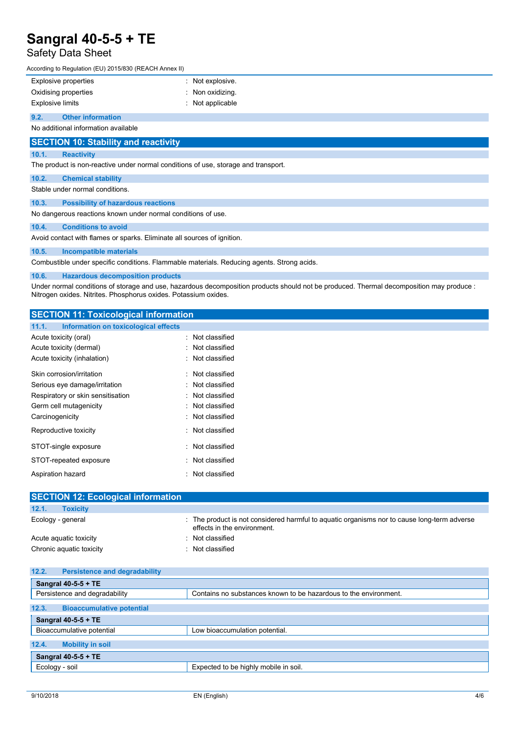| | |
|---|---|
| Explosive properties | : Not explosive. |
| Oxidising properties | : Non oxidizing. |
| Explosive limits | : Not applicable |

### 9.2. Other information

No additional information available

## SECTION 10: Stability and reactivity

### 10.1. Reactivity

The product is non-reactive under normal conditions of use, storage and transport.

### 10.2. Chemical stability

Stable under normal conditions.

### 10.3. Possibility of hazardous reactions

No dangerous reactions known under normal conditions of use.

### 10.4. Conditions to avoid

Avoid contact with flames or sparks. Eliminate all sources of ignition.

### 10.5. Incompatible materials

Combustible under specific conditions. Flammable materials. Reducing agents. Strong acids.

### 10.6. Hazardous decomposition products

Under normal conditions of storage and use, hazardous decomposition products should not be produced. Thermal decomposition may produce : Nitrogen oxides. Nitrites. Phosphorus oxides. Potassium oxides.

## SECTION 11: Toxicological information

### 11.1. Information on toxicological effects

| | |
|---|---|
| Acute toxicity (oral) | : Not classified |
| Acute toxicity (dermal) | : Not classified |
| Acute toxicity (inhalation) | : Not classified |
| Skin corrosion/irritation | : Not classified |
| Serious eye damage/irritation | : Not classified |
| Respiratory or skin sensitisation | : Not classified |
| Germ cell mutagenicity | : Not classified |
| Carcinogenicity | : Not classified |
| Reproductive toxicity | : Not classified |
| STOT-single exposure | : Not classified |
| STOT-repeated exposure | : Not classified |
| Aspiration hazard | : Not classified |

## SECTION 12: Ecological information

### 12.1. Toxicity

| | |
|---|---|
| Ecology - general | : The product is not considered harmful to aquatic organisms nor to cause long-term adverse effects in the environment. |
| Acute aquatic toxicity | : Not classified |
| Chronic aquatic toxicity | : Not classified |

### 12.2. Persistence and degradability

| **Sangral 40-5-5 + TE** | |
|---|---|
| Persistence and degradability | Contains no substances known to be hazardous to the environment. |

### 12.3. Bioaccumulative potential

| **Sangral 40-5-5 + TE** | |
|---|---|
| Bioaccumulative potential | Low bioaccumulation potential. |

### 12.4. Mobility in soil

| **Sangral 40-5-5 + TE** | |
|---|---|
| Ecology - soil | Expected to be highly mobile in soil. |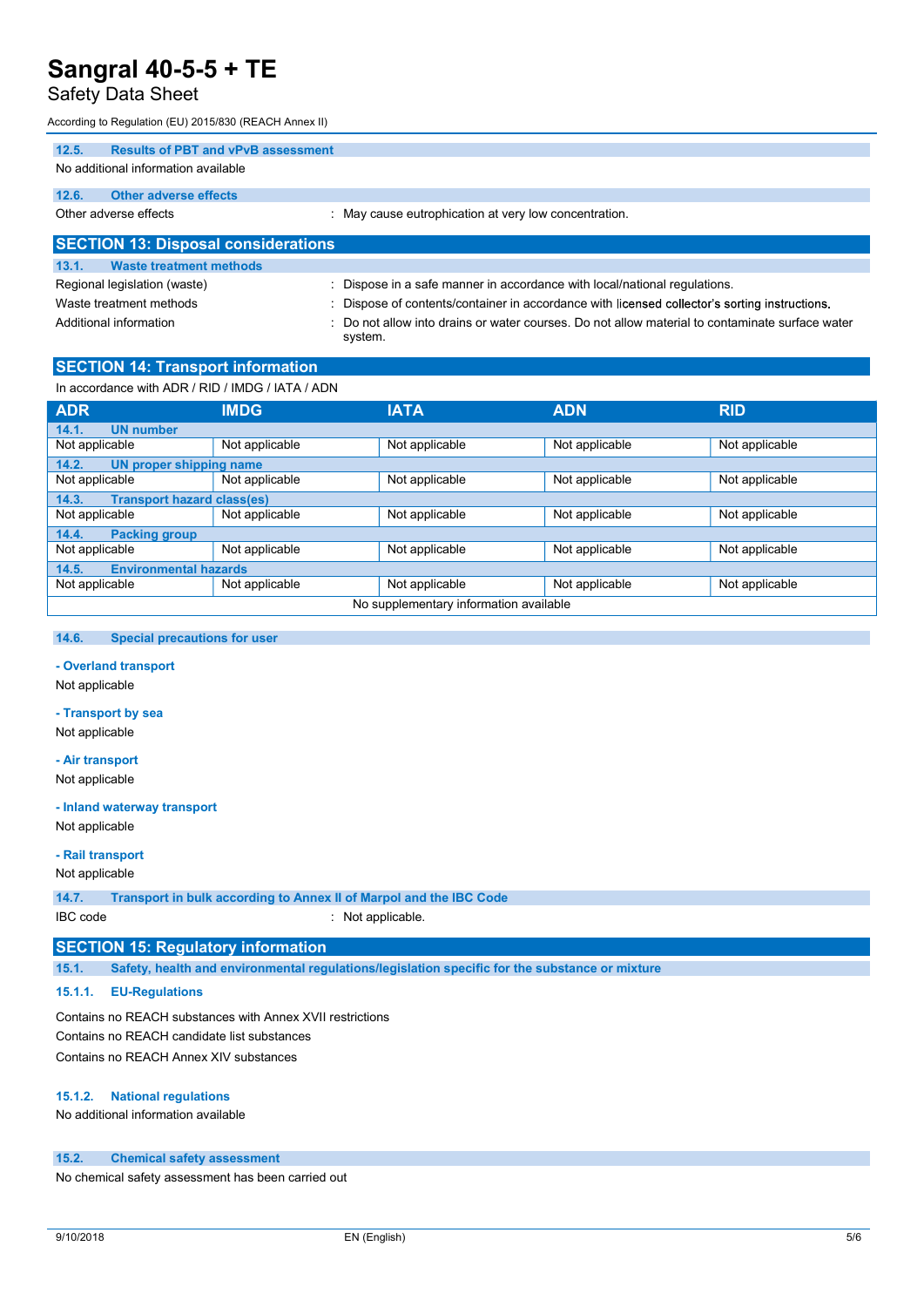### 12.5. Results of PBT and vPvB assessment

No additional information available

### 12.6. Other adverse effects

Other adverse effects : May cause eutrophication at very low concentration.

## SECTION 13: Disposal considerations

### 13.1. Waste treatment methods

Regional legislation (waste) : Dispose in a safe manner in accordance with local/national regulations.

Waste treatment methods : Dispose of contents/container in accordance with licensed collector's sorting instructions.

Additional information : Do not allow into drains or water courses. Do not allow material to contaminate surface water system.

## SECTION 14: Transport information

In accordance with ADR / RID / IMDG / IATA / ADN

| ADR | IMDG | IATA | ADN | RID |
|---|---|---|---|---|
| **14.1. UN number** | | | | |
| Not applicable | Not applicable | Not applicable | Not applicable | Not applicable |
| **14.2. UN proper shipping name** | | | | |
| Not applicable | Not applicable | Not applicable | Not applicable | Not applicable |
| **14.3. Transport hazard class(es)** | | | | |
| Not applicable | Not applicable | Not applicable | Not applicable | Not applicable |
| **14.4. Packing group** | | | | |
| Not applicable | Not applicable | Not applicable | Not applicable | Not applicable |
| **14.5. Environmental hazards** | | | | |
| Not applicable | Not applicable | Not applicable | Not applicable | Not applicable |
| No supplementary information available | | | | |

### 14.6. Special precautions for user

**- Overland transport**

Not applicable

**- Transport by sea**

Not applicable

**- Air transport**

Not applicable

**- Inland waterway transport**

Not applicable

**- Rail transport**

Not applicable

### 14.7. Transport in bulk according to Annex II of Marpol and the IBC Code

IBC code : Not applicable.

## SECTION 15: Regulatory information

### 15.1. Safety, health and environmental regulations/legislation specific for the substance or mixture

#### 15.1.1. EU-Regulations

Contains no REACH substances with Annex XVII restrictions

Contains no REACH candidate list substances

Contains no REACH Annex XIV substances

#### 15.1.2. National regulations

No additional information available

### 15.2. Chemical safety assessment

No chemical safety assessment has been carried out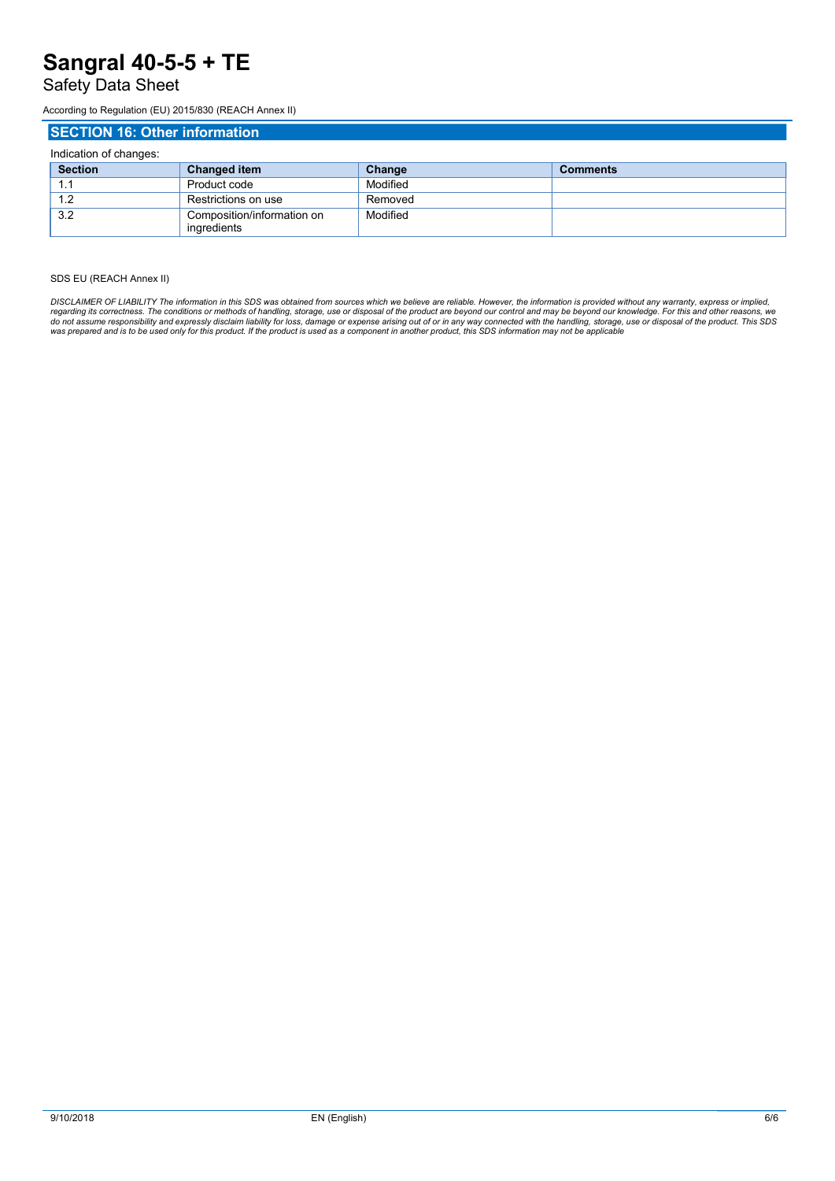## SECTION 16: Other information

Indication of changes:

| Section | Changed item | Change | Comments |
|---|---|---|---|
| 1.1 | Product code | Modified | |
| 1.2 | Restrictions on use | Removed | |
| 3.2 | Composition/information on ingredients | Modified | |

SDS EU (REACH Annex II)

*DISCLAIMER OF LIABILITY The information in this SDS was obtained from sources which we believe are reliable. However, the information is provided without any warranty, express or implied, regarding its correctness. The conditions or methods of handling, storage, use or disposal of the product are beyond our control and may be beyond our knowledge. For this and other reasons, we do not assume responsibility and expressly disclaim liability for loss, damage or expense arising out of or in any way connected with the handling, storage, use or disposal of the product. This SDS was prepared and is to be used only for this product. If the product is used as a component in another product, this SDS information may not be applicable*